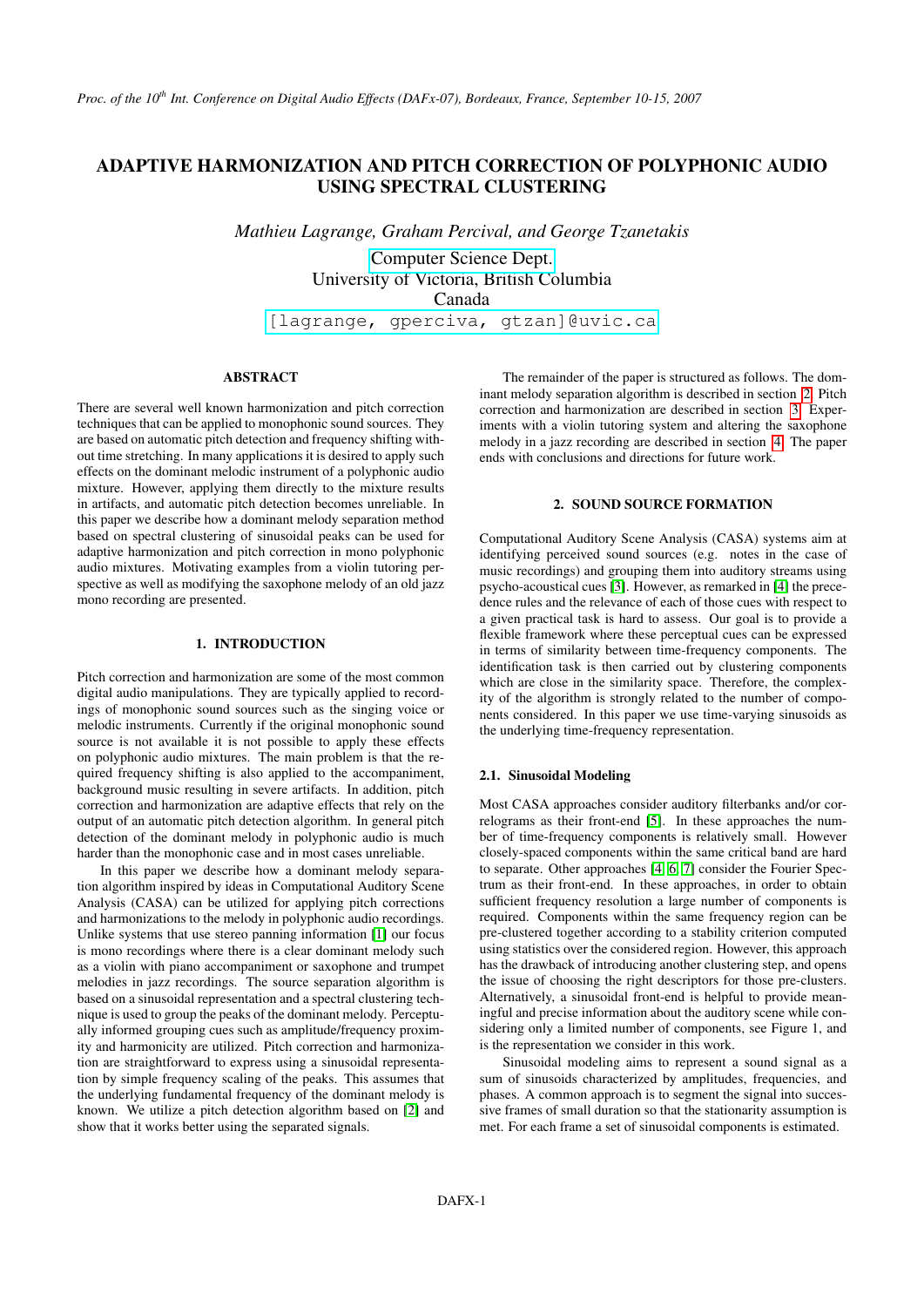# ADAPTIVE HARMONIZATION AND PITCH CORRECTION OF POLYPHONIC AUDIO USING SPECTRAL CLUSTERING

*Mathieu Lagrange, Graham Percival, and George Tzanetakis*

Computer Science Dept.
University of Victoria, British Columbia
Canada
[lagrange, gperciva, gtzan]@uvic.ca

## ABSTRACT

There are several well known harmonization and pitch correction techniques that can be applied to monophonic sound sources. They are based on automatic pitch detection and frequency shifting without time stretching. In many applications it is desired to apply such effects on the dominant melodic instrument of a polyphonic audio mixture. However, applying them directly to the mixture results in artifacts, and automatic pitch detection becomes unreliable. In this paper we describe how a dominant melody separation method based on spectral clustering of sinusoidal peaks can be used for adaptive harmonization and pitch correction in mono polyphonic audio mixtures. Motivating examples from a violin tutoring perspective as well as modifying the saxophone melody of an old jazz mono recording are presented.

## 1. INTRODUCTION

Pitch correction and harmonization are some of the most common digital audio manipulations. They are typically applied to recordings of monophonic sound sources such as the singing voice or melodic instruments. Currently if the original monophonic sound source is not available it is not possible to apply these effects on polyphonic audio mixtures. The main problem is that the required frequency shifting is also applied to the accompaniment, background music resulting in severe artifacts. In addition, pitch correction and harmonization are adaptive effects that rely on the output of an automatic pitch detection algorithm. In general pitch detection of the dominant melody in polyphonic audio is much harder than the monophonic case and in most cases unreliable.

In this paper we describe how a dominant melody separation algorithm inspired by ideas in Computational Auditory Scene Analysis (CASA) can be utilized for applying pitch corrections and harmonizations to the melody in polyphonic audio recordings. Unlike systems that use stereo panning information [1] our focus is mono recordings where there is a clear dominant melody such as a violin with piano accompaniment or saxophone and trumpet melodies in jazz recordings. The source separation algorithm is based on a sinusoidal representation and a spectral clustering technique is used to group the peaks of the dominant melody. Perceptually informed grouping cues such as amplitude/frequency proximity and harmonicity are utilized. Pitch correction and harmonization are straightforward to express using a sinusoidal representation by simple frequency scaling of the peaks. This assumes that the underlying fundamental frequency of the dominant melody is known. We utilize a pitch detection algorithm based on [2] and show that it works better using the separated signals.

The remainder of the paper is structured as follows. The dominant melody separation algorithm is described in section 2. Pitch correction and harmonization are described in section 3. Experiments with a violin tutoring system and altering the saxophone melody in a jazz recording are described in section 4. The paper ends with conclusions and directions for future work.

## 2. SOUND SOURCE FORMATION

Computational Auditory Scene Analysis (CASA) systems aim at identifying perceived sound sources (e.g. notes in the case of music recordings) and grouping them into auditory streams using psycho-acoustical cues [3]. However, as remarked in [4] the precedence rules and the relevance of each of those cues with respect to a given practical task is hard to assess. Our goal is to provide a flexible framework where these perceptual cues can be expressed in terms of similarity between time-frequency components. The identification task is then carried out by clustering components which are close in the similarity space. Therefore, the complexity of the algorithm is strongly related to the number of components considered. In this paper we use time-varying sinusoids as the underlying time-frequency representation.

### 2.1. Sinusoidal Modeling

Most CASA approaches consider auditory filterbanks and/or correlograms as their front-end [5]. In these approaches the number of time-frequency components is relatively small. However closely-spaced components within the same critical band are hard to separate. Other approaches [4, 6, 7] consider the Fourier Spectrum as their front-end. In these approaches, in order to obtain sufficient frequency resolution a large number of components is required. Components within the same frequency region can be pre-clustered together according to a stability criterion computed using statistics over the considered region. However, this approach has the drawback of introducing another clustering step, and opens the issue of choosing the right descriptors for those pre-clusters. Alternatively, a sinusoidal front-end is helpful to provide meaningful and precise information about the auditory scene while considering only a limited number of components, see Figure 1, and is the representation we consider in this work.

Sinusoidal modeling aims to represent a sound signal as a sum of sinusoids characterized by amplitudes, frequencies, and phases. A common approach is to segment the signal into successive frames of small duration so that the stationarity assumption is met. For each frame a set of sinusoidal components is estimated.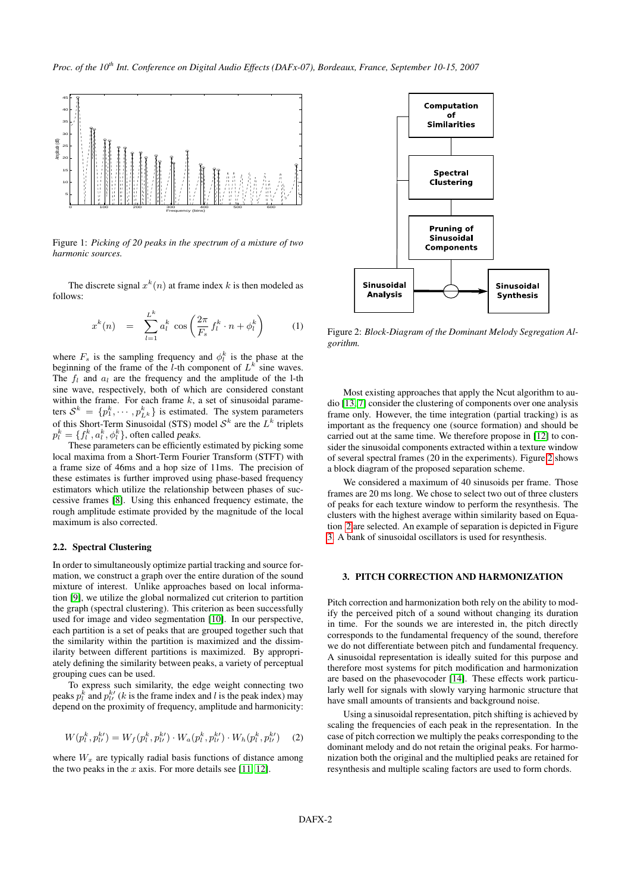Figure 1: *Picking of 20 peaks in the spectrum of a mixture of two harmonic sources.*

The discrete signal $x^k(n)$ at frame index $k$ is then modeled as follows:

$$x^k(n) = \sum_{l=1}^{L^k} a_l^k \cos\left(\frac{2\pi}{F_s} f_l^k \cdot n + \phi_l^k\right) \quad (1)$$

where $F_s$ is the sampling frequency and $\phi_l^k$ is the phase at the beginning of the frame of the $l$-th component of $L^k$ sine waves. The $f_l$ and $a_l$ are the frequency and the amplitude of the l-th sine wave, respectively, both of which are considered constant within the frame. For each frame $k$, a set of sinusoidal parameters $\mathcal{S}^k = \{p_1^k, \cdots, p_{L^k}^k\}$ is estimated. The system parameters of this Short-Term Sinusoidal (STS) model $\mathcal{S}^k$ are the $L^k$ triplets $p_l^k = \{f_l^k, a_l^k, \phi_l^k\}$, often called *peaks*.

These parameters can be efficiently estimated by picking some local maxima from a Short-Term Fourier Transform (STFT) with a frame size of 46ms and a hop size of 11ms. The precision of these estimates is further improved using phase-based frequency estimators which utilize the relationship between phases of successive frames [8]. Using this enhanced frequency estimate, the rough amplitude estimate provided by the magnitude of the local maximum is also corrected.

### 2.2. Spectral Clustering

In order to simultaneously optimize partial tracking and source formation, we construct a graph over the entire duration of the sound mixture of interest. Unlike approaches based on local information [9], we utilize the global normalized cut criterion to partition the graph (spectral clustering). This criterion as been successfully used for image and video segmentation [10]. In our perspective, each partition is a set of peaks that are grouped together such that the similarity within the partition is maximized and the dissimilarity between different partitions is maximized. By appropriately defining the similarity between peaks, a variety of perceptual grouping cues can be used.

To express such similarity, the edge weight connecting two peaks $p_l^k$ and $p_{l'}^{k'}$ ($k$ is the frame index and $l$ is the peak index) may depend on the proximity of frequency, amplitude and harmonicity:

$$W(p_l^k, p_{l'}^{k'}) = W_f(p_l^k, p_{l'}^{k'}) \cdot W_a(p_l^k, p_{l'}^{k'}) \cdot W_h(p_l^k, p_{l'}^{k'}) \quad (2)$$

where $W_x$ are typically radial basis functions of distance among the two peaks in the $x$ axis. For more details see [11, 12].

Figure 2: *Block-Diagram of the Dominant Melody Segregation Algorithm.*

Most existing approaches that apply the Ncut algorithm to audio [13, 7] consider the clustering of components over one analysis frame only. However, the time integration (partial tracking) is as important as the frequency one (source formation) and should be carried out at the same time. We therefore propose in [12] to consider the sinusoidal components extracted within a texture window of several spectral frames (20 in the experiments). Figure 2 shows a block diagram of the proposed separation scheme.

We considered a maximum of 40 sinusoids per frame. Those frames are 20 ms long. We chose to select two out of three clusters of peaks for each texture window to perform the resynthesis. The clusters with the highest average within similarity based on Equation 2 are selected. An example of separation is depicted in Figure 3. A bank of sinusoidal oscillators is used for resynthesis.

## 3. PITCH CORRECTION AND HARMONIZATION

Pitch correction and harmonization both rely on the ability to modify the perceived pitch of a sound without changing its duration in time. For the sounds we are interested in, the pitch directly corresponds to the fundamental frequency of the sound, therefore we do not differentiate between pitch and fundamental frequency. A sinusoidal representation is ideally suited for this purpose and therefore most systems for pitch modification and harmonization are based on the phasevocoder [14]. These effects work particularly well for signals with slowly varying harmonic structure that have small amounts of transients and background noise.

Using a sinusoidal representation, pitch shifting is achieved by scaling the frequencies of each peak in the representation. In the case of pitch correction we multiply the peaks corresponding to the dominant melody and do not retain the original peaks. For harmonization both the original and the multiplied peaks are retained for resynthesis and multiple scaling factors are used to form chords.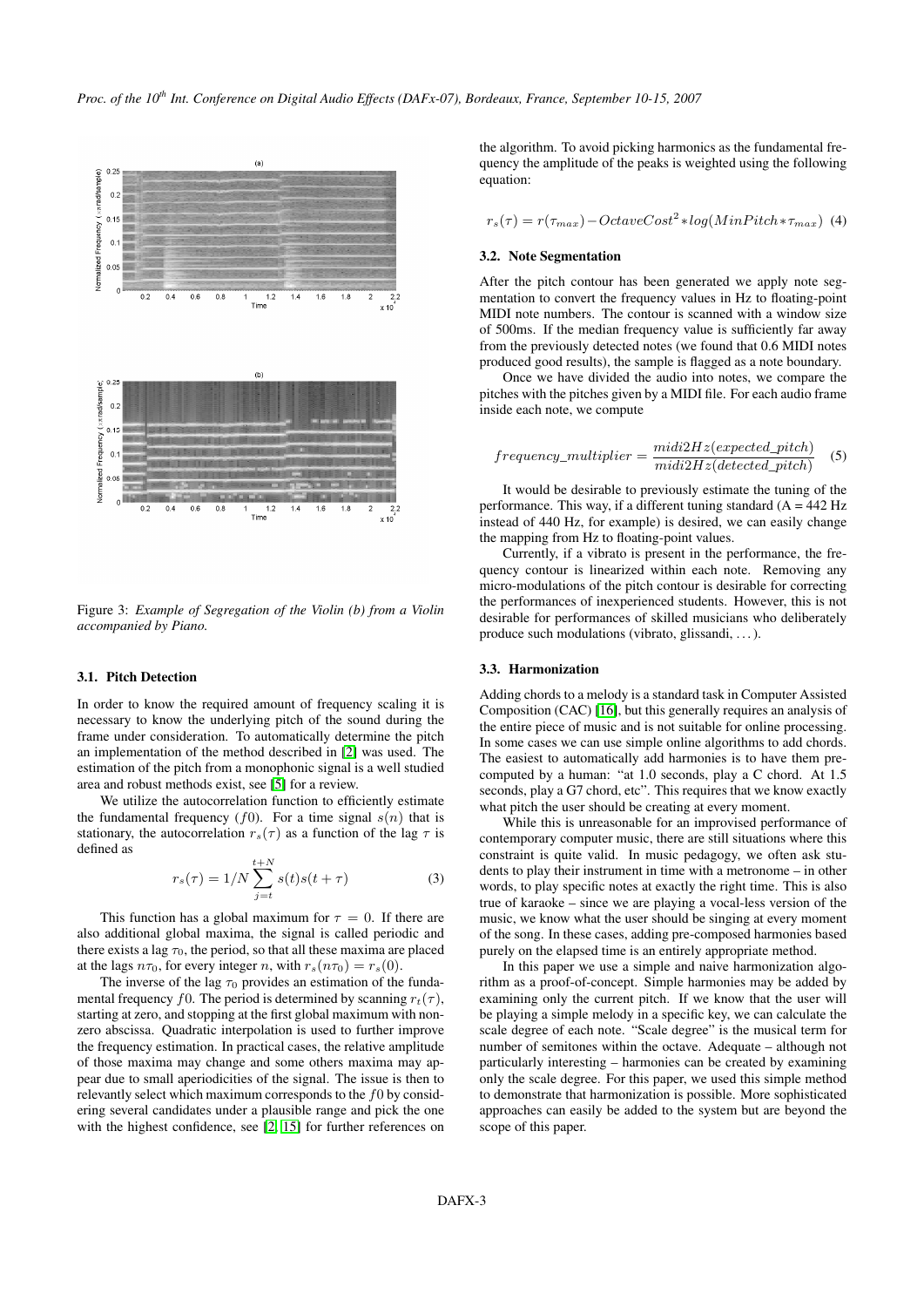Figure 3: *Example of Segregation of the Violin (b) from a Violin accompanied by Piano.*

### 3.1. Pitch Detection

In order to know the required amount of frequency scaling it is necessary to know the underlying pitch of the sound during the frame under consideration. To automatically determine the pitch an implementation of the method described in [2] was used. The estimation of the pitch from a monophonic signal is a well studied area and robust methods exist, see [5] for a review.

We utilize the autocorrelation function to efficiently estimate the fundamental frequency ($f0$). For a time signal $s(n)$ that is stationary, the autocorrelation $r_s(\tau)$ as a function of the lag $\tau$ is defined as

$$r_s(\tau) = 1/N \sum_{j=t}^{t+N} s(t)s(t+\tau) \quad (3)$$

This function has a global maximum for $\tau = 0$. If there are also additional global maxima, the signal is called periodic and there exists a lag $\tau_0$, the period, so that all these maxima are placed at the lags $n\tau_0$, for every integer $n$, with $r_s(n\tau_0) = r_s(0)$.

The inverse of the lag $\tau_0$ provides an estimation of the fundamental frequency $f0$. The period is determined by scanning $r_t(\tau)$, starting at zero, and stopping at the first global maximum with non-zero abscissa. Quadratic interpolation is used to further improve the frequency estimation. In practical cases, the relative amplitude of those maxima may change and some others maxima may appear due to small aperiodicities of the signal. The issue is then to relevantly select which maximum corresponds to the $f0$ by considering several candidates under a plausible range and pick the one with the highest confidence, see [2, 15] for further references on the algorithm. To avoid picking harmonics as the fundamental frequency the amplitude of the peaks is weighted using the following equation:

$$r_s(\tau) = r(\tau_{max}) - OctaveCost^2 * log(MinPitch * \tau_{max}) \quad (4)$$

### 3.2. Note Segmentation

After the pitch contour has been generated we apply note segmentation to convert the frequency values in Hz to floating-point MIDI note numbers. The contour is scanned with a window size of 500ms. If the median frequency value is sufficiently far away from the previously detected notes (we found that 0.6 MIDI notes produced good results), the sample is flagged as a note boundary.

Once we have divided the audio into notes, we compare the pitches with the pitches given by a MIDI file. For each audio frame inside each note, we compute

$$frequency\_multiplier = \frac{midi2Hz(expected\_pitch)}{midi2Hz(detected\_pitch)} \quad (5)$$

It would be desirable to previously estimate the tuning of the performance. This way, if a different tuning standard (A = 442 Hz instead of 440 Hz, for example) is desired, we can easily change the mapping from Hz to floating-point values.

Currently, if a vibrato is present in the performance, the frequency contour is linearized within each note. Removing any micro-modulations of the pitch contour is desirable for correcting the performances of inexperienced students. However, this is not desirable for performances of skilled musicians who deliberately produce such modulations (vibrato, glissandi, ...).

### 3.3. Harmonization

Adding chords to a melody is a standard task in Computer Assisted Composition (CAC) [16], but this generally requires an analysis of the entire piece of music and is not suitable for online processing. In some cases we can use simple online algorithms to add chords. The easiest to automatically add harmonies is to have them precomputed by a human: "at 1.0 seconds, play a C chord. At 1.5 seconds, play a G7 chord, etc". This requires that we know exactly what pitch the user should be creating at every moment.

While this is unreasonable for an improvised performance of contemporary computer music, there are still situations where this constraint is quite valid. In music pedagogy, we often ask students to play their instrument in time with a metronome – in other words, to play specific notes at exactly the right time. This is also true of karaoke – since we are playing a vocal-less version of the music, we know what the user should be singing at every moment of the song. In these cases, adding pre-composed harmonies based purely on the elapsed time is an entirely appropriate method.

In this paper we use a simple and naive harmonization algorithm as a proof-of-concept. Simple harmonies may be added by examining only the current pitch. If we know that the user will be playing a simple melody in a specific key, we can calculate the scale degree of each note. "Scale degree" is the musical term for number of semitones within the octave. Adequate – although not particularly interesting – harmonies can be created by examining only the scale degree. For this paper, we used this simple method to demonstrate that harmonization is possible. More sophisticated approaches can easily be added to the system but are beyond the scope of this paper.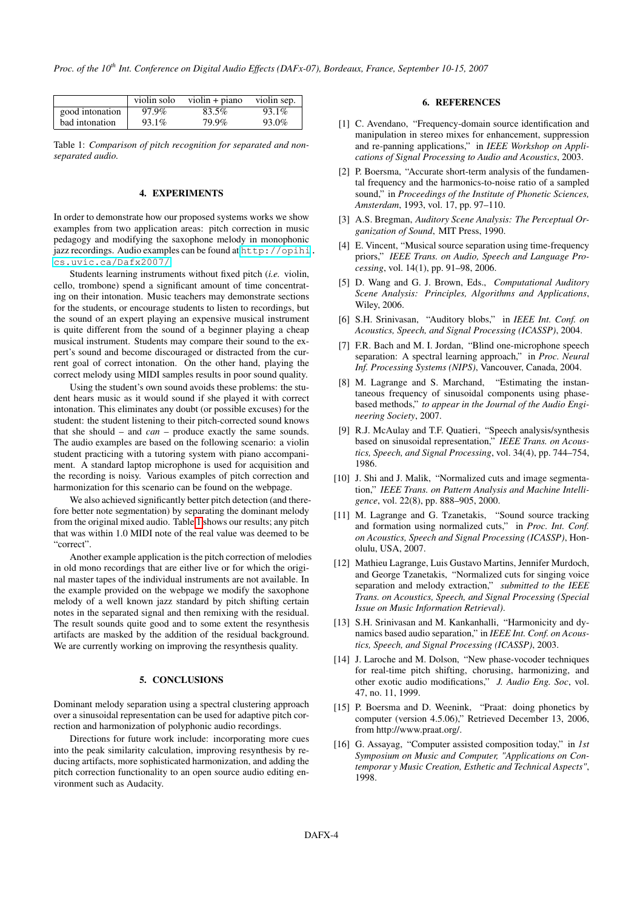| | violin solo | violin + piano | violin sep. |
|---|---|---|---|
| good intonation | 97.9% | 83.5% | 93.1% |
| bad intonation | 93.1% | 79.9% | 93.0% |

Table 1: *Comparison of pitch recognition for separated and non-separated audio.*

## 4. EXPERIMENTS

In order to demonstrate how our proposed systems works we show examples from two application areas: pitch correction in music pedagogy and modifying the saxophone melody in monophonic jazz recordings. Audio examples can be found at http://opihi.cs.uvic.ca/Dafx2007/.

Students learning instruments without fixed pitch (*i.e.* violin, cello, trombone) spend a significant amount of time concentrating on their intonation. Music teachers may demonstrate sections for the students, or encourage students to listen to recordings, but the sound of an expert playing an expensive musical instrument is quite different from the sound of a beginner playing a cheap musical instrument. Students may compare their sound to the expert's sound and become discouraged or distracted from the current goal of correct intonation. On the other hand, playing the correct melody using MIDI samples results in poor sound quality.

Using the student's own sound avoids these problems: the student hears music as it would sound if she played it with correct intonation. This eliminates any doubt (or possible excuses) for the student: the student listening to their pitch-corrected sound knows that she should – and *can* – produce exactly the same sounds. The audio examples are based on the following scenario: a violin student practicing with a tutoring system with piano accompaniment. A standard laptop microphone is used for acquisition and the recording is noisy. Various examples of pitch correction and harmonization for this scenario can be found on the webpage.

We also achieved significantly better pitch detection (and therefore better note segmentation) by separating the dominant melody from the original mixed audio. Table 1 shows our results; any pitch that was within 1.0 MIDI note of the real value was deemed to be "correct".

Another example application is the pitch correction of melodies in old mono recordings that are either live or for which the original master tapes of the individual instruments are not available. In the example provided on the webpage we modify the saxophone melody of a well known jazz standard by pitch shifting certain notes in the separated signal and then remixing with the residual. The result sounds quite good and to some extent the resynthesis artifacts are masked by the addition of the residual background. We are currently working on improving the resynthesis quality.

## 5. CONCLUSIONS

Dominant melody separation using a spectral clustering approach over a sinusoidal representation can be used for adaptive pitch correction and harmonization of polyphonic audio recordings.

Directions for future work include: incorporating more cues into the peak similarity calculation, improving resynthesis by reducing artifacts, more sophisticated harmonization, and adding the pitch correction functionality to an open source audio editing environment such as Audacity.

## 6. REFERENCES

[1] C. Avendano, "Frequency-domain source identification and manipulation in stereo mixes for enhancement, suppression and re-panning applications," in *IEEE Workshop on Applications of Signal Processing to Audio and Acoustics*, 2003.

[2] P. Boersma, "Accurate short-term analysis of the fundamental frequency and the harmonics-to-noise ratio of a sampled sound," in *Proceedings of the Institute of Phonetic Sciences, Amsterdam*, 1993, vol. 17, pp. 97–110.

[3] A.S. Bregman, *Auditory Scene Analysis: The Perceptual Organization of Sound*, MIT Press, 1990.

[4] E. Vincent, "Musical source separation using time-frequency priors," *IEEE Trans. on Audio, Speech and Language Processing*, vol. 14(1), pp. 91–98, 2006.

[5] D. Wang and G. J. Brown, Eds., *Computational Auditory Scene Analysis: Principles, Algorithms and Applications*, Wiley, 2006.

[6] S.H. Srinivasan, "Auditory blobs," in *IEEE Int. Conf. on Acoustics, Speech, and Signal Processing (ICASSP)*, 2004.

[7] F.R. Bach and M. I. Jordan, "Blind one-microphone speech separation: A spectral learning approach," in *Proc. Neural Inf. Processing Systems (NIPS)*, Vancouver, Canada, 2004.

[8] M. Lagrange and S. Marchand, "Estimating the instantaneous frequency of sinusoidal components using phase-based methods," *to appear in the Journal of the Audio Engineering Society*, 2007.

[9] R.J. McAulay and T.F. Quatieri, "Speech analysis/synthesis based on sinusoidal representation," *IEEE Trans. on Acoustics, Speech, and Signal Processing*, vol. 34(4), pp. 744–754, 1986.

[10] J. Shi and J. Malik, "Normalized cuts and image segmentation," *IEEE Trans. on Pattern Analysis and Machine Intelligence*, vol. 22(8), pp. 888–905, 2000.

[11] M. Lagrange and G. Tzanetakis, "Sound source tracking and formation using normalized cuts," in *Proc. Int. Conf. on Acoustics, Speech and Signal Processing (ICASSP)*, Honolulu, USA, 2007.

[12] Mathieu Lagrange, Luis Gustavo Martins, Jennifer Murdoch, and George Tzanetakis, "Normalized cuts for singing voice separation and melody extraction," *submitted to the IEEE Trans. on Acoustics, Speech, and Signal Processing (Special Issue on Music Information Retrieval)*.

[13] S.H. Srinivasan and M. Kankanhalli, "Harmonicity and dynamics based audio separation," in *IEEE Int. Conf. on Acoustics, Speech, and Signal Processing (ICASSP)*, 2003.

[14] J. Laroche and M. Dolson, "New phase-vocoder techniques for real-time pitch shifting, chorusing, harmonizing, and other exotic audio modifications," *J. Audio Eng. Soc*, vol. 47, no. 11, 1999.

[15] P. Boersma and D. Weenink, "Praat: doing phonetics by computer (version 4.5.06)," Retrieved December 13, 2006, from http://www.praat.org/.

[16] G. Assayag, "Computer assisted composition today," in *1st Symposium on Music and Computer, "Applications on Contemporar y Music Creation, Esthetic and Technical Aspects"*, 1998.